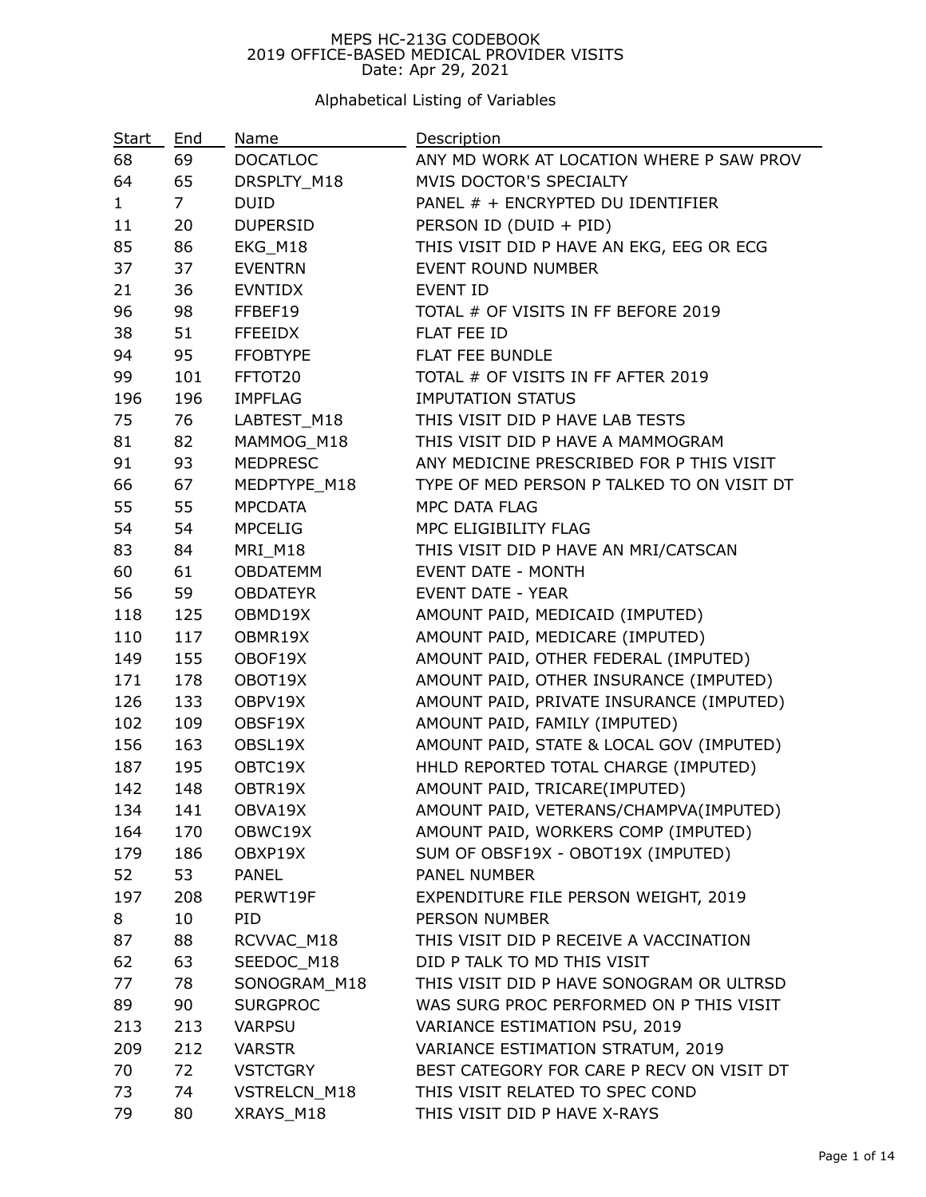# MEPS HC-213G CODEBOOK
## 2019 OFFICE-BASED MEDICAL PROVIDER VISITS
Date: Apr 29, 2021

### Alphabetical Listing of Variables

| Start | End | Name | Description |
|---|---|---|---|
| 68 | 69 | DOCATLOC | ANY MD WORK AT LOCATION WHERE P SAW PROV |
| 64 | 65 | DRSPLTY_M18 | MVIS DOCTOR'S SPECIALTY |
| 1 | 7 | DUID | PANEL # + ENCRYPTED DU IDENTIFIER |
| 11 | 20 | DUPERSID | PERSON ID (DUID + PID) |
| 85 | 86 | EKG_M18 | THIS VISIT DID P HAVE AN EKG, EEG OR ECG |
| 37 | 37 | EVENTRN | EVENT ROUND NUMBER |
| 21 | 36 | EVNTIDX | EVENT ID |
| 96 | 98 | FFBEF19 | TOTAL # OF VISITS IN FF BEFORE 2019 |
| 38 | 51 | FFEEIDX | FLAT FEE ID |
| 94 | 95 | FFOBTYPE | FLAT FEE BUNDLE |
| 99 | 101 | FFTOT20 | TOTAL # OF VISITS IN FF AFTER 2019 |
| 196 | 196 | IMPFLAG | IMPUTATION STATUS |
| 75 | 76 | LABTEST_M18 | THIS VISIT DID P HAVE LAB TESTS |
| 81 | 82 | MAMMOG_M18 | THIS VISIT DID P HAVE A MAMMOGRAM |
| 91 | 93 | MEDPRESC | ANY MEDICINE PRESCRIBED FOR P THIS VISIT |
| 66 | 67 | MEDPTYPE_M18 | TYPE OF MED PERSON P TALKED TO ON VISIT DT |
| 55 | 55 | MPCDATA | MPC DATA FLAG |
| 54 | 54 | MPCELIG | MPC ELIGIBILITY FLAG |
| 83 | 84 | MRI_M18 | THIS VISIT DID P HAVE AN MRI/CATSCAN |
| 60 | 61 | OBDATEMM | EVENT DATE - MONTH |
| 56 | 59 | OBDATEYR | EVENT DATE - YEAR |
| 118 | 125 | OBMD19X | AMOUNT PAID, MEDICAID (IMPUTED) |
| 110 | 117 | OBMR19X | AMOUNT PAID, MEDICARE (IMPUTED) |
| 149 | 155 | OBOF19X | AMOUNT PAID, OTHER FEDERAL (IMPUTED) |
| 171 | 178 | OBOT19X | AMOUNT PAID, OTHER INSURANCE (IMPUTED) |
| 126 | 133 | OBPV19X | AMOUNT PAID, PRIVATE INSURANCE (IMPUTED) |
| 102 | 109 | OBSF19X | AMOUNT PAID, FAMILY (IMPUTED) |
| 156 | 163 | OBSL19X | AMOUNT PAID, STATE & LOCAL GOV (IMPUTED) |
| 187 | 195 | OBTC19X | HHLD REPORTED TOTAL CHARGE (IMPUTED) |
| 142 | 148 | OBTR19X | AMOUNT PAID, TRICARE(IMPUTED) |
| 134 | 141 | OBVA19X | AMOUNT PAID, VETERANS/CHAMPVA(IMPUTED) |
| 164 | 170 | OBWC19X | AMOUNT PAID, WORKERS COMP (IMPUTED) |
| 179 | 186 | OBXP19X | SUM OF OBSF19X - OBOT19X (IMPUTED) |
| 52 | 53 | PANEL | PANEL NUMBER |
| 197 | 208 | PERWT19F | EXPENDITURE FILE PERSON WEIGHT, 2019 |
| 8 | 10 | PID | PERSON NUMBER |
| 87 | 88 | RCVVAC_M18 | THIS VISIT DID P RECEIVE A VACCINATION |
| 62 | 63 | SEEDOC_M18 | DID P TALK TO MD THIS VISIT |
| 77 | 78 | SONOGRAM_M18 | THIS VISIT DID P HAVE SONOGRAM OR ULTRSD |
| 89 | 90 | SURGPROC | WAS SURG PROC PERFORMED ON P THIS VISIT |
| 213 | 213 | VARPSU | VARIANCE ESTIMATION PSU, 2019 |
| 209 | 212 | VARSTR | VARIANCE ESTIMATION STRATUM, 2019 |
| 70 | 72 | VSTCTGRY | BEST CATEGORY FOR CARE P RECV ON VISIT DT |
| 73 | 74 | VSTRELCN_M18 | THIS VISIT RELATED TO SPEC COND |
| 79 | 80 | XRAYS_M18 | THIS VISIT DID P HAVE X-RAYS |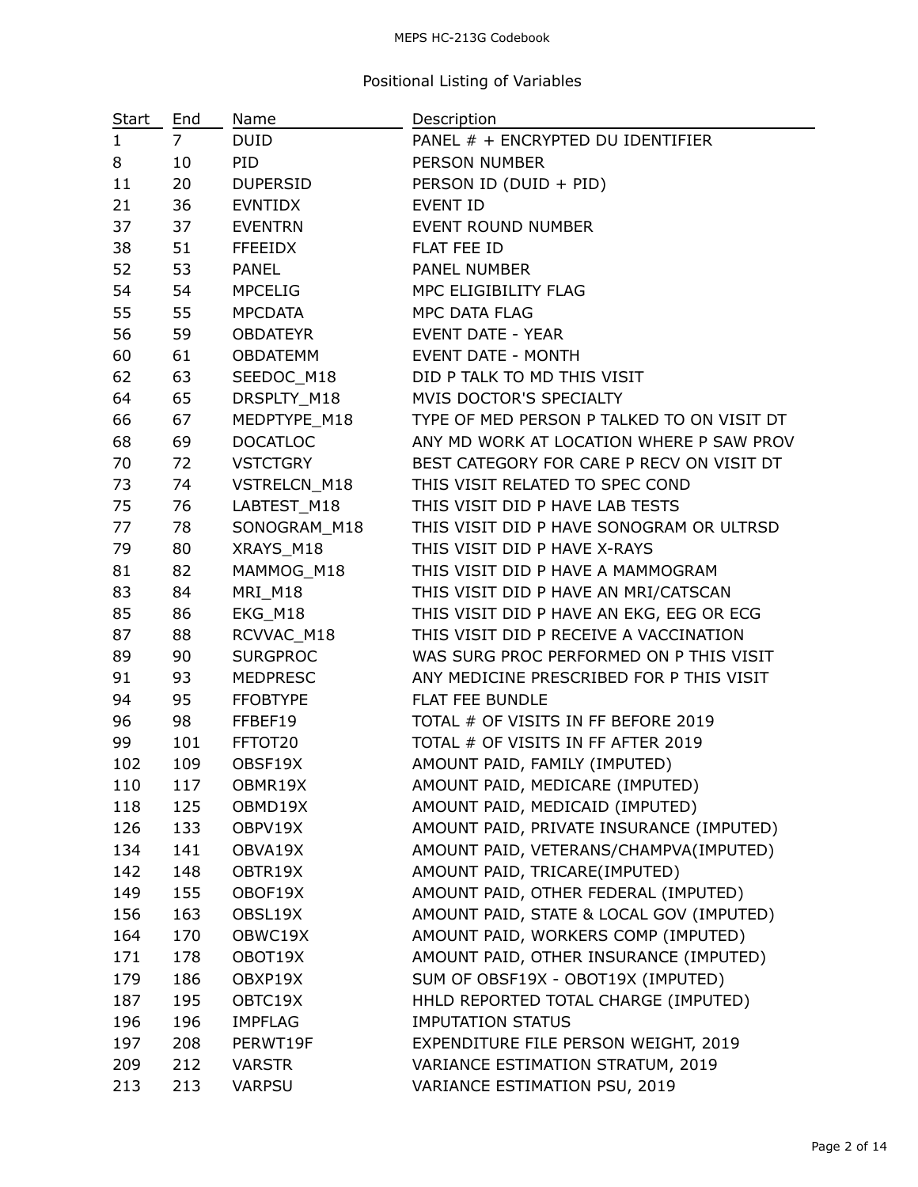## Positional Listing of Variables

| Start | End | Name | Description |
| --- | --- | --- | --- |
| 1 | 7 | DUID | PANEL # + ENCRYPTED DU IDENTIFIER |
| 8 | 10 | PID | PERSON NUMBER |
| 11 | 20 | DUPERSID | PERSON ID (DUID + PID) |
| 21 | 36 | EVNTIDX | EVENT ID |
| 37 | 37 | EVENTRN | EVENT ROUND NUMBER |
| 38 | 51 | FFEEIDX | FLAT FEE ID |
| 52 | 53 | PANEL | PANEL NUMBER |
| 54 | 54 | MPCELIG | MPC ELIGIBILITY FLAG |
| 55 | 55 | MPCDATA | MPC DATA FLAG |
| 56 | 59 | OBDATEYR | EVENT DATE - YEAR |
| 60 | 61 | OBDATEMM | EVENT DATE - MONTH |
| 62 | 63 | SEEDOC_M18 | DID P TALK TO MD THIS VISIT |
| 64 | 65 | DRSPLTY_M18 | MVIS DOCTOR'S SPECIALTY |
| 66 | 67 | MEDPTYPE_M18 | TYPE OF MED PERSON P TALKED TO ON VISIT DT |
| 68 | 69 | DOCATLOC | ANY MD WORK AT LOCATION WHERE P SAW PROV |
| 70 | 72 | VSTCTGRY | BEST CATEGORY FOR CARE P RECV ON VISIT DT |
| 73 | 74 | VSTRELCN_M18 | THIS VISIT RELATED TO SPEC COND |
| 75 | 76 | LABTEST_M18 | THIS VISIT DID P HAVE LAB TESTS |
| 77 | 78 | SONOGRAM_M18 | THIS VISIT DID P HAVE SONOGRAM OR ULTRSD |
| 79 | 80 | XRAYS_M18 | THIS VISIT DID P HAVE X-RAYS |
| 81 | 82 | MAMMOG_M18 | THIS VISIT DID P HAVE A MAMMOGRAM |
| 83 | 84 | MRI_M18 | THIS VISIT DID P HAVE AN MRI/CATSCAN |
| 85 | 86 | EKG_M18 | THIS VISIT DID P HAVE AN EKG, EEG OR ECG |
| 87 | 88 | RCVVAC_M18 | THIS VISIT DID P RECEIVE A VACCINATION |
| 89 | 90 | SURGPROC | WAS SURG PROC PERFORMED ON P THIS VISIT |
| 91 | 93 | MEDPRESC | ANY MEDICINE PRESCRIBED FOR P THIS VISIT |
| 94 | 95 | FFOBTYPE | FLAT FEE BUNDLE |
| 96 | 98 | FFBEF19 | TOTAL # OF VISITS IN FF BEFORE 2019 |
| 99 | 101 | FFTOT20 | TOTAL # OF VISITS IN FF AFTER 2019 |
| 102 | 109 | OBSF19X | AMOUNT PAID, FAMILY (IMPUTED) |
| 110 | 117 | OBMR19X | AMOUNT PAID, MEDICARE (IMPUTED) |
| 118 | 125 | OBMD19X | AMOUNT PAID, MEDICAID (IMPUTED) |
| 126 | 133 | OBPV19X | AMOUNT PAID, PRIVATE INSURANCE (IMPUTED) |
| 134 | 141 | OBVA19X | AMOUNT PAID, VETERANS/CHAMPVA(IMPUTED) |
| 142 | 148 | OBTR19X | AMOUNT PAID, TRICARE(IMPUTED) |
| 149 | 155 | OBOF19X | AMOUNT PAID, OTHER FEDERAL (IMPUTED) |
| 156 | 163 | OBSL19X | AMOUNT PAID, STATE & LOCAL GOV (IMPUTED) |
| 164 | 170 | OBWC19X | AMOUNT PAID, WORKERS COMP (IMPUTED) |
| 171 | 178 | OBOT19X | AMOUNT PAID, OTHER INSURANCE (IMPUTED) |
| 179 | 186 | OBXP19X | SUM OF OBSF19X - OBOT19X (IMPUTED) |
| 187 | 195 | OBTC19X | HHLD REPORTED TOTAL CHARGE (IMPUTED) |
| 196 | 196 | IMPFLAG | IMPUTATION STATUS |
| 197 | 208 | PERWT19F | EXPENDITURE FILE PERSON WEIGHT, 2019 |
| 209 | 212 | VARSTR | VARIANCE ESTIMATION STRATUM, 2019 |
| 213 | 213 | VARPSU | VARIANCE ESTIMATION PSU, 2019 |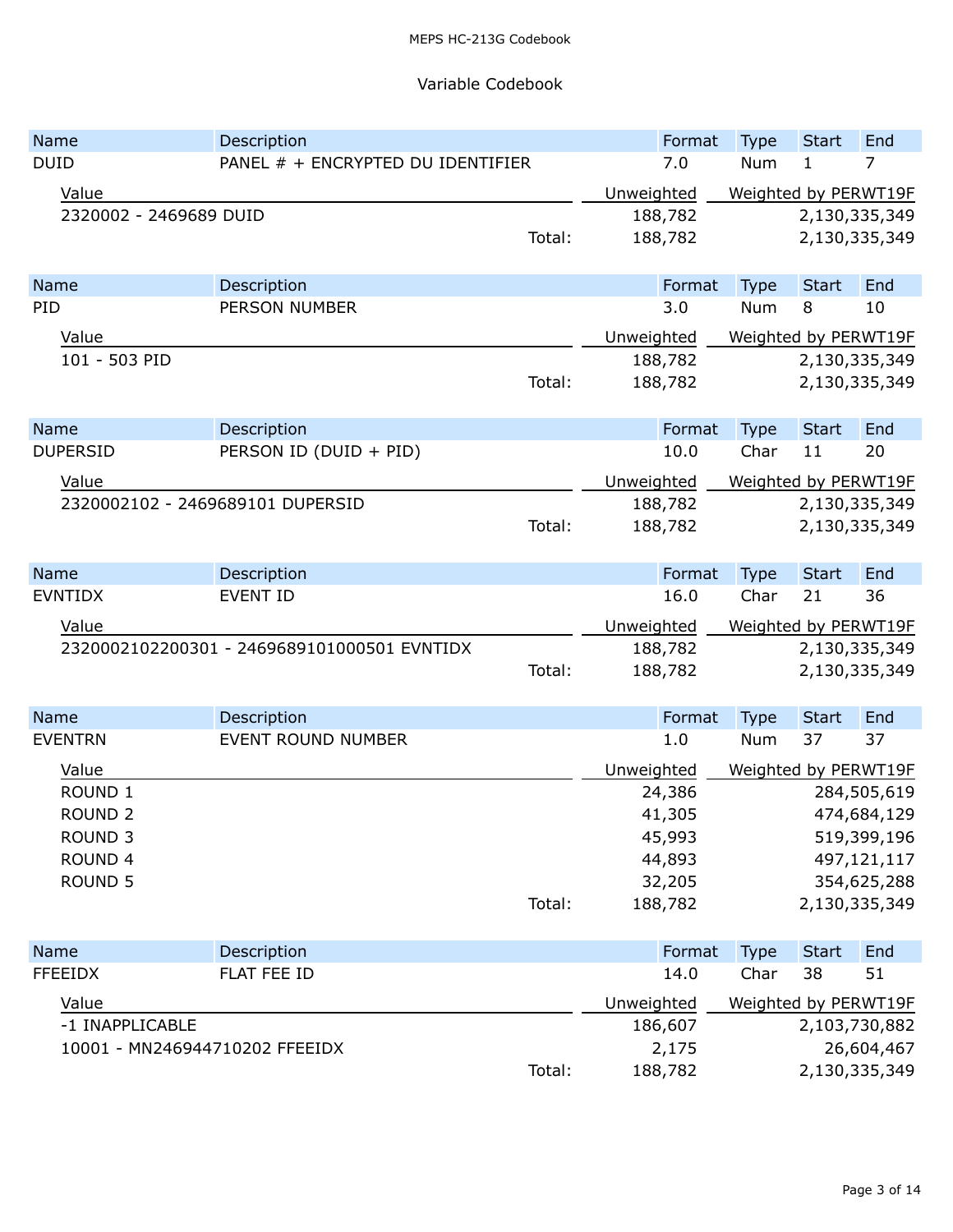## Variable Codebook

| Name | Description | Format | Type | Start | End |
|---|---|---|---|---|---|
| DUID | PANEL # + ENCRYPTED DU IDENTIFIER | 7.0 | Num | 1 | 7 |

| Value | Unweighted | Weighted by PERWT19F |
|---|---|---|
| 2320002 - 2469689 DUID | 188,782 | 2,130,335,349 |
| Total: | 188,782 | 2,130,335,349 |

| Name | Description | Format | Type | Start | End |
|---|---|---|---|---|---|
| PID | PERSON NUMBER | 3.0 | Num | 8 | 10 |

| Value | Unweighted | Weighted by PERWT19F |
|---|---|---|
| 101 - 503 PID | 188,782 | 2,130,335,349 |
| Total: | 188,782 | 2,130,335,349 |

| Name | Description | Format | Type | Start | End |
|---|---|---|---|---|---|
| DUPERSID | PERSON ID (DUID + PID) | 10.0 | Char | 11 | 20 |

| Value | Unweighted | Weighted by PERWT19F |
|---|---|---|
| 2320002102 - 2469689101 DUPERSID | 188,782 | 2,130,335,349 |
| Total: | 188,782 | 2,130,335,349 |

| Name | Description | Format | Type | Start | End |
|---|---|---|---|---|---|
| EVNTIDX | EVENT ID | 16.0 | Char | 21 | 36 |

| Value | Unweighted | Weighted by PERWT19F |
|---|---|---|
| 2320002102200301 - 2469689101000501 EVNTIDX | 188,782 | 2,130,335,349 |
| Total: | 188,782 | 2,130,335,349 |

| Name | Description | Format | Type | Start | End |
|---|---|---|---|---|---|
| EVENTRN | EVENT ROUND NUMBER | 1.0 | Num | 37 | 37 |

| Value | Unweighted | Weighted by PERWT19F |
|---|---|---|
| ROUND 1 | 24,386 | 284,505,619 |
| ROUND 2 | 41,305 | 474,684,129 |
| ROUND 3 | 45,993 | 519,399,196 |
| ROUND 4 | 44,893 | 497,121,117 |
| ROUND 5 | 32,205 | 354,625,288 |
| Total: | 188,782 | 2,130,335,349 |

| Name | Description | Format | Type | Start | End |
|---|---|---|---|---|---|
| FFEEIDX | FLAT FEE ID | 14.0 | Char | 38 | 51 |

| Value | Unweighted | Weighted by PERWT19F |
|---|---|---|
| -1 INAPPLICABLE | 186,607 | 2,103,730,882 |
| 10001 - MN246944710202 FFEEIDX | 2,175 | 26,604,467 |
| Total: | 188,782 | 2,130,335,349 |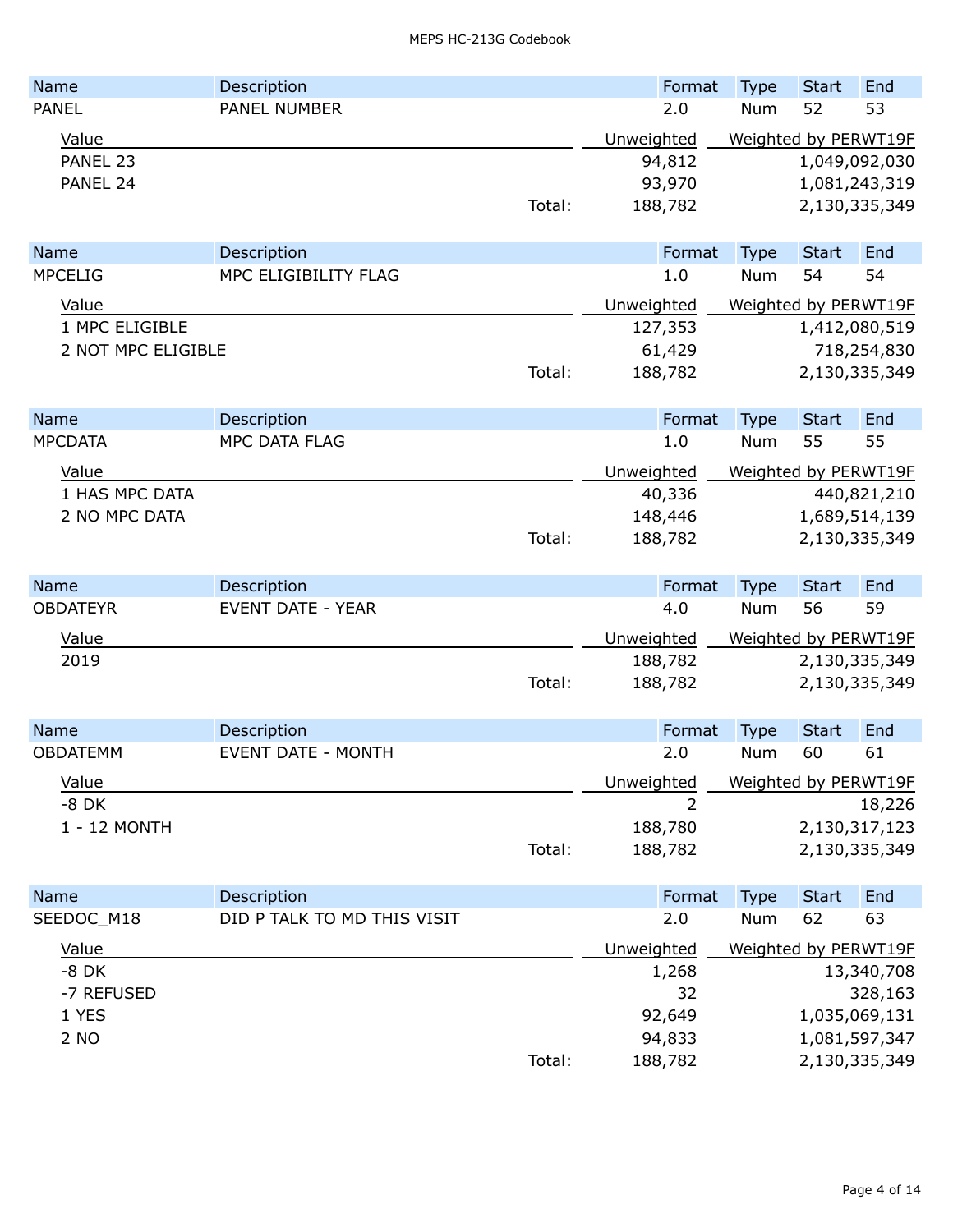| Name | Description | Format | Type | Start | End |
|---|---|---|---|---|---|
| PANEL | PANEL NUMBER | 2.0 | Num | 52 | 53 |

| Value | | Unweighted | Weighted by PERWT19F |
|---|---|---|---|
| PANEL 23 | | 94,812 | 1,049,092,030 |
| PANEL 24 | | 93,970 | 1,081,243,319 |
| | Total: | 188,782 | 2,130,335,349 |

| Name | Description | Format | Type | Start | End |
|---|---|---|---|---|---|
| MPCELIG | MPC ELIGIBILITY FLAG | 1.0 | Num | 54 | 54 |

| Value | | Unweighted | Weighted by PERWT19F |
|---|---|---|---|
| 1 MPC ELIGIBLE | | 127,353 | 1,412,080,519 |
| 2 NOT MPC ELIGIBLE | | 61,429 | 718,254,830 |
| | Total: | 188,782 | 2,130,335,349 |

| Name | Description | Format | Type | Start | End |
|---|---|---|---|---|---|
| MPCDATA | MPC DATA FLAG | 1.0 | Num | 55 | 55 |

| Value | | Unweighted | Weighted by PERWT19F |
|---|---|---|---|
| 1 HAS MPC DATA | | 40,336 | 440,821,210 |
| 2 NO MPC DATA | | 148,446 | 1,689,514,139 |
| | Total: | 188,782 | 2,130,335,349 |

| Name | Description | Format | Type | Start | End |
|---|---|---|---|---|---|
| OBDATEYR | EVENT DATE - YEAR | 4.0 | Num | 56 | 59 |

| Value | | Unweighted | Weighted by PERWT19F |
|---|---|---|---|
| 2019 | | 188,782 | 2,130,335,349 |
| | Total: | 188,782 | 2,130,335,349 |

| Name | Description | Format | Type | Start | End |
|---|---|---|---|---|---|
| OBDATEMM | EVENT DATE - MONTH | 2.0 | Num | 60 | 61 |

| Value | | Unweighted | Weighted by PERWT19F |
|---|---|---|---|
| -8 DK | | 2 | 18,226 |
| 1 - 12 MONTH | | 188,780 | 2,130,317,123 |
| | Total: | 188,782 | 2,130,335,349 |

| Name | Description | Format | Type | Start | End |
|---|---|---|---|---|---|
| SEEDOC_M18 | DID P TALK TO MD THIS VISIT | 2.0 | Num | 62 | 63 |

| Value | | Unweighted | Weighted by PERWT19F |
|---|---|---|---|
| -8 DK | | 1,268 | 13,340,708 |
| -7 REFUSED | | 32 | 328,163 |
| 1 YES | | 92,649 | 1,035,069,131 |
| 2 NO | | 94,833 | 1,081,597,347 |
| | Total: | 188,782 | 2,130,335,349 |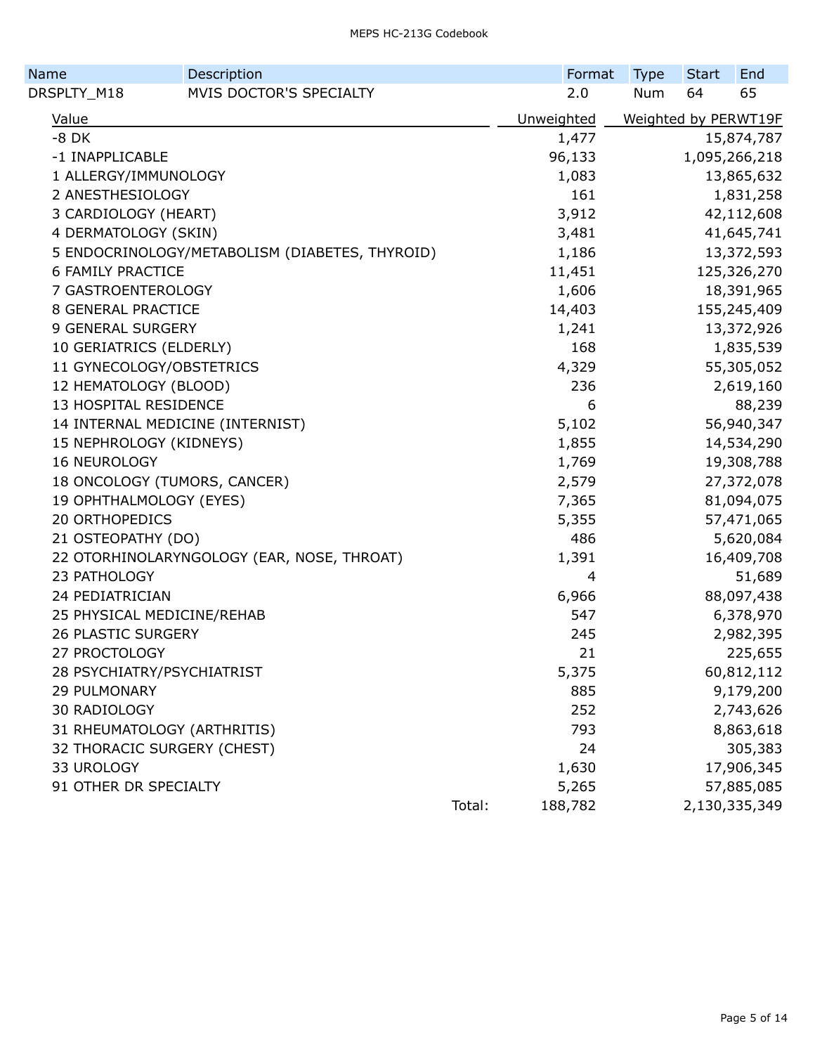| Name | Description | Format | Type | Start | End |
|---|---|---|---|---|---|
| DRSPLTY_M18 | MVIS DOCTOR'S SPECIALTY | 2.0 | Num | 64 | 65 |

| Value | Unweighted | Weighted by PERWT19F |
|---|---|---|
| -8 DK | 1,477 | 15,874,787 |
| -1 INAPPLICABLE | 96,133 | 1,095,266,218 |
| 1 ALLERGY/IMMUNOLOGY | 1,083 | 13,865,632 |
| 2 ANESTHESIOLOGY | 161 | 1,831,258 |
| 3 CARDIOLOGY (HEART) | 3,912 | 42,112,608 |
| 4 DERMATOLOGY (SKIN) | 3,481 | 41,645,741 |
| 5 ENDOCRINOLOGY/METABOLISM (DIABETES, THYROID) | 1,186 | 13,372,593 |
| 6 FAMILY PRACTICE | 11,451 | 125,326,270 |
| 7 GASTROENTEROLOGY | 1,606 | 18,391,965 |
| 8 GENERAL PRACTICE | 14,403 | 155,245,409 |
| 9 GENERAL SURGERY | 1,241 | 13,372,926 |
| 10 GERIATRICS (ELDERLY) | 168 | 1,835,539 |
| 11 GYNECOLOGY/OBSTETRICS | 4,329 | 55,305,052 |
| 12 HEMATOLOGY (BLOOD) | 236 | 2,619,160 |
| 13 HOSPITAL RESIDENCE | 6 | 88,239 |
| 14 INTERNAL MEDICINE (INTERNIST) | 5,102 | 56,940,347 |
| 15 NEPHROLOGY (KIDNEYS) | 1,855 | 14,534,290 |
| 16 NEUROLOGY | 1,769 | 19,308,788 |
| 18 ONCOLOGY (TUMORS, CANCER) | 2,579 | 27,372,078 |
| 19 OPHTHALMOLOGY (EYES) | 7,365 | 81,094,075 |
| 20 ORTHOPEDICS | 5,355 | 57,471,065 |
| 21 OSTEOPATHY (DO) | 486 | 5,620,084 |
| 22 OTORHINOLARYNGOLOGY (EAR, NOSE, THROAT) | 1,391 | 16,409,708 |
| 23 PATHOLOGY | 4 | 51,689 |
| 24 PEDIATRICIAN | 6,966 | 88,097,438 |
| 25 PHYSICAL MEDICINE/REHAB | 547 | 6,378,970 |
| 26 PLASTIC SURGERY | 245 | 2,982,395 |
| 27 PROCTOLOGY | 21 | 225,655 |
| 28 PSYCHIATRY/PSYCHIATRIST | 5,375 | 60,812,112 |
| 29 PULMONARY | 885 | 9,179,200 |
| 30 RADIOLOGY | 252 | 2,743,626 |
| 31 RHEUMATOLOGY (ARTHRITIS) | 793 | 8,863,618 |
| 32 THORACIC SURGERY (CHEST) | 24 | 305,383 |
| 33 UROLOGY | 1,630 | 17,906,345 |
| 91 OTHER DR SPECIALTY | 5,265 | 57,885,085 |
| Total: | 188,782 | 2,130,335,349 |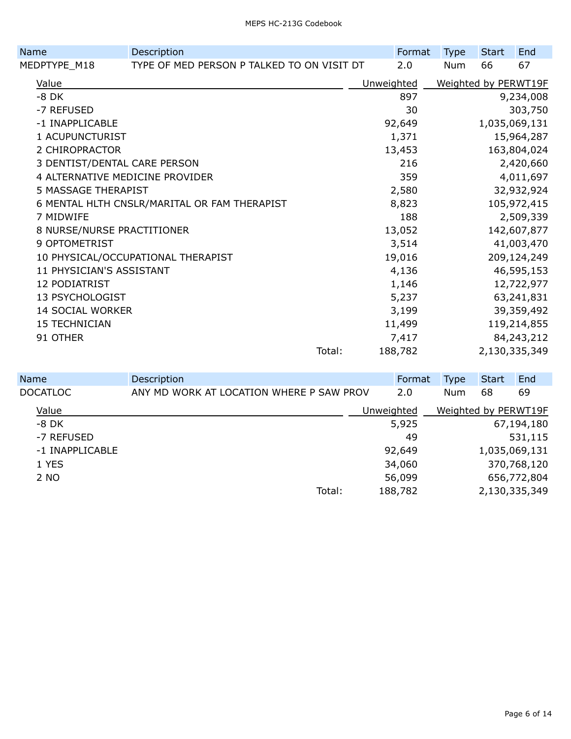| Name | Description | Format | Type | Start | End |
|---|---|---|---|---|---|
| MEDPTYPE_M18 | TYPE OF MED PERSON P TALKED TO ON VISIT DT | 2.0 | Num | 66 | 67 |

| Value | Unweighted | Weighted by PERWT19F |
|---|---|---|
| -8 DK | 897 | 9,234,008 |
| -7 REFUSED | 30 | 303,750 |
| -1 INAPPLICABLE | 92,649 | 1,035,069,131 |
| 1 ACUPUNCTURIST | 1,371 | 15,964,287 |
| 2 CHIROPRACTOR | 13,453 | 163,804,024 |
| 3 DENTIST/DENTAL CARE PERSON | 216 | 2,420,660 |
| 4 ALTERNATIVE MEDICINE PROVIDER | 359 | 4,011,697 |
| 5 MASSAGE THERAPIST | 2,580 | 32,932,924 |
| 6 MENTAL HLTH CNSLR/MARITAL OR FAM THERAPIST | 8,823 | 105,972,415 |
| 7 MIDWIFE | 188 | 2,509,339 |
| 8 NURSE/NURSE PRACTITIONER | 13,052 | 142,607,877 |
| 9 OPTOMETRIST | 3,514 | 41,003,470 |
| 10 PHYSICAL/OCCUPATIONAL THERAPIST | 19,016 | 209,124,249 |
| 11 PHYSICIAN'S ASSISTANT | 4,136 | 46,595,153 |
| 12 PODIATRIST | 1,146 | 12,722,977 |
| 13 PSYCHOLOGIST | 5,237 | 63,241,831 |
| 14 SOCIAL WORKER | 3,199 | 39,359,492 |
| 15 TECHNICIAN | 11,499 | 119,214,855 |
| 91 OTHER | 7,417 | 84,243,212 |
| Total: | 188,782 | 2,130,335,349 |

| Name | Description | Format | Type | Start | End |
|---|---|---|---|---|---|
| DOCATLOC | ANY MD WORK AT LOCATION WHERE P SAW PROV | 2.0 | Num | 68 | 69 |

| Value | Unweighted | Weighted by PERWT19F |
|---|---|---|
| -8 DK | 5,925 | 67,194,180 |
| -7 REFUSED | 49 | 531,115 |
| -1 INAPPLICABLE | 92,649 | 1,035,069,131 |
| 1 YES | 34,060 | 370,768,120 |
| 2 NO | 56,099 | 656,772,804 |
| Total: | 188,782 | 2,130,335,349 |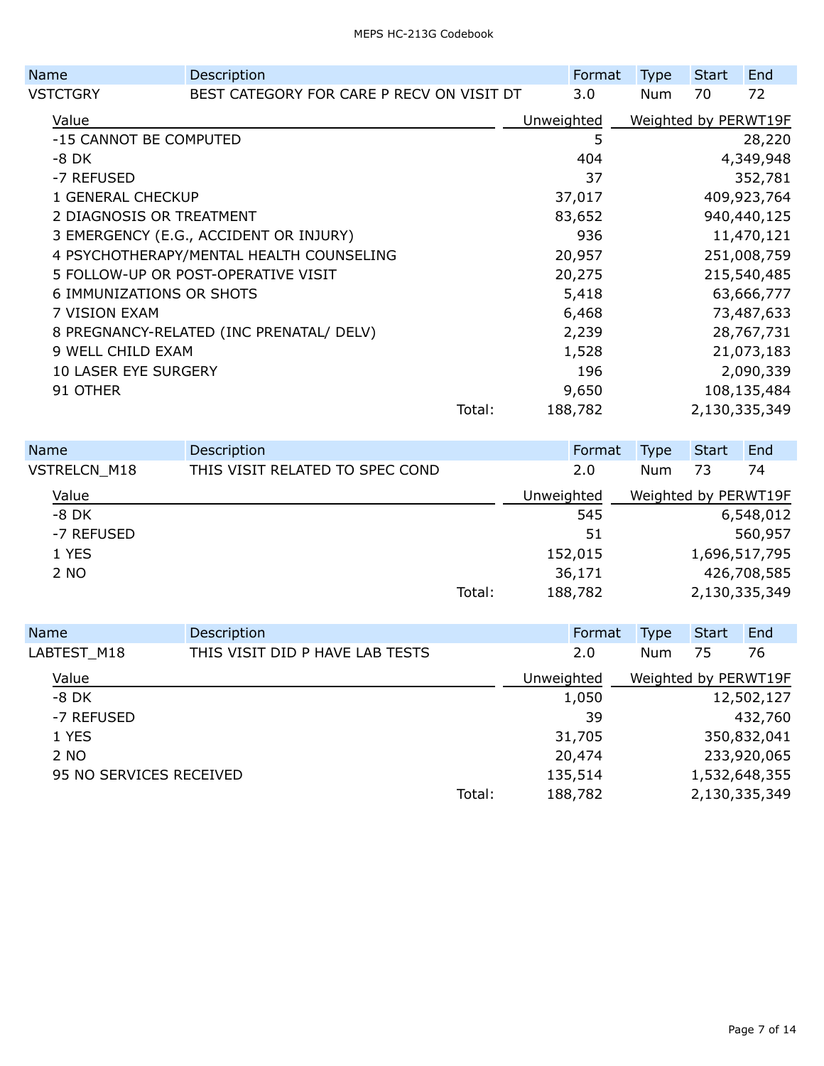| Name | Description | Format | Type | Start | End |
|---|---|---|---|---|---|
| VSTCTGRY | BEST CATEGORY FOR CARE P RECV ON VISIT DT | 3.0 | Num | 70 | 72 |

| Value | Unweighted | Weighted by PERWT19F |
|---|---|---|
| -15 CANNOT BE COMPUTED | 5 | 28,220 |
| -8 DK | 404 | 4,349,948 |
| -7 REFUSED | 37 | 352,781 |
| 1 GENERAL CHECKUP | 37,017 | 409,923,764 |
| 2 DIAGNOSIS OR TREATMENT | 83,652 | 940,440,125 |
| 3 EMERGENCY (E.G., ACCIDENT OR INJURY) | 936 | 11,470,121 |
| 4 PSYCHOTHERAPY/MENTAL HEALTH COUNSELING | 20,957 | 251,008,759 |
| 5 FOLLOW-UP OR POST-OPERATIVE VISIT | 20,275 | 215,540,485 |
| 6 IMMUNIZATIONS OR SHOTS | 5,418 | 63,666,777 |
| 7 VISION EXAM | 6,468 | 73,487,633 |
| 8 PREGNANCY-RELATED (INC PRENATAL/ DELV) | 2,239 | 28,767,731 |
| 9 WELL CHILD EXAM | 1,528 | 21,073,183 |
| 10 LASER EYE SURGERY | 196 | 2,090,339 |
| 91 OTHER | 9,650 | 108,135,484 |
| Total: | 188,782 | 2,130,335,349 |

| Name | Description | Format | Type | Start | End |
|---|---|---|---|---|---|
| VSTRELCN_M18 | THIS VISIT RELATED TO SPEC COND | 2.0 | Num | 73 | 74 |

| Value | Unweighted | Weighted by PERWT19F |
|---|---|---|
| -8 DK | 545 | 6,548,012 |
| -7 REFUSED | 51 | 560,957 |
| 1 YES | 152,015 | 1,696,517,795 |
| 2 NO | 36,171 | 426,708,585 |
| Total: | 188,782 | 2,130,335,349 |

| Name | Description | Format | Type | Start | End |
|---|---|---|---|---|---|
| LABTEST_M18 | THIS VISIT DID P HAVE LAB TESTS | 2.0 | Num | 75 | 76 |

| Value | Unweighted | Weighted by PERWT19F |
|---|---|---|
| -8 DK | 1,050 | 12,502,127 |
| -7 REFUSED | 39 | 432,760 |
| 1 YES | 31,705 | 350,832,041 |
| 2 NO | 20,474 | 233,920,065 |
| 95 NO SERVICES RECEIVED | 135,514 | 1,532,648,355 |
| Total: | 188,782 | 2,130,335,349 |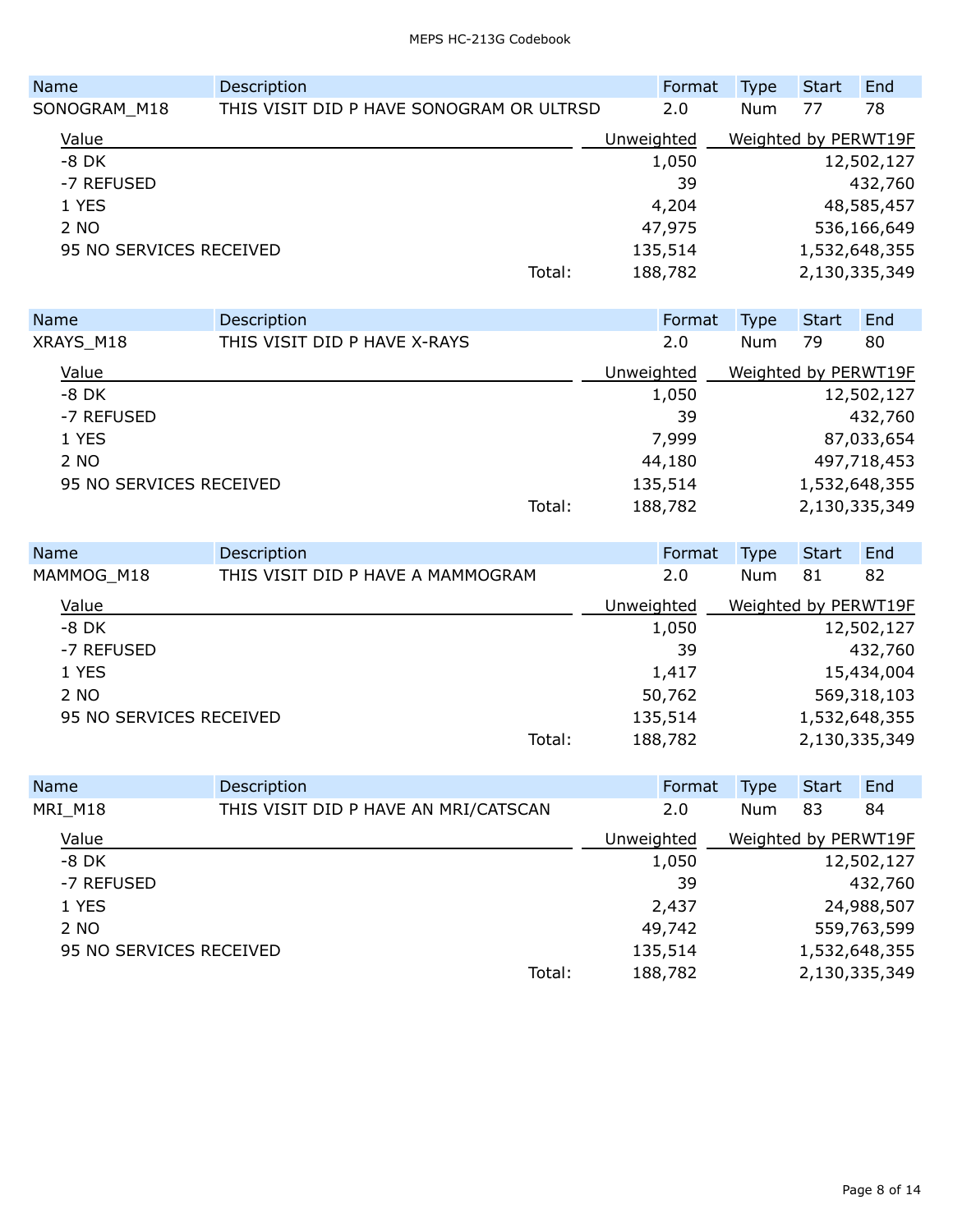| Name | Description | Format | Type | Start | End |
|---|---|---|---|---|---|
| SONOGRAM_M18 | THIS VISIT DID P HAVE SONOGRAM OR ULTRSD | 2.0 | Num | 77 | 78 |

| Value | Unweighted | Weighted by PERWT19F |
|---|---|---|
| -8 DK | 1,050 | 12,502,127 |
| -7 REFUSED | 39 | 432,760 |
| 1 YES | 4,204 | 48,585,457 |
| 2 NO | 47,975 | 536,166,649 |
| 95 NO SERVICES RECEIVED | 135,514 | 1,532,648,355 |
| Total: | 188,782 | 2,130,335,349 |

| Name | Description | Format | Type | Start | End |
|---|---|---|---|---|---|
| XRAYS_M18 | THIS VISIT DID P HAVE X-RAYS | 2.0 | Num | 79 | 80 |

| Value | Unweighted | Weighted by PERWT19F |
|---|---|---|
| -8 DK | 1,050 | 12,502,127 |
| -7 REFUSED | 39 | 432,760 |
| 1 YES | 7,999 | 87,033,654 |
| 2 NO | 44,180 | 497,718,453 |
| 95 NO SERVICES RECEIVED | 135,514 | 1,532,648,355 |
| Total: | 188,782 | 2,130,335,349 |

| Name | Description | Format | Type | Start | End |
|---|---|---|---|---|---|
| MAMMOG_M18 | THIS VISIT DID P HAVE A MAMMOGRAM | 2.0 | Num | 81 | 82 |

| Value | Unweighted | Weighted by PERWT19F |
|---|---|---|
| -8 DK | 1,050 | 12,502,127 |
| -7 REFUSED | 39 | 432,760 |
| 1 YES | 1,417 | 15,434,004 |
| 2 NO | 50,762 | 569,318,103 |
| 95 NO SERVICES RECEIVED | 135,514 | 1,532,648,355 |
| Total: | 188,782 | 2,130,335,349 |

| Name | Description | Format | Type | Start | End |
|---|---|---|---|---|---|
| MRI_M18 | THIS VISIT DID P HAVE AN MRI/CATSCAN | 2.0 | Num | 83 | 84 |

| Value | Unweighted | Weighted by PERWT19F |
|---|---|---|
| -8 DK | 1,050 | 12,502,127 |
| -7 REFUSED | 39 | 432,760 |
| 1 YES | 2,437 | 24,988,507 |
| 2 NO | 49,742 | 559,763,599 |
| 95 NO SERVICES RECEIVED | 135,514 | 1,532,648,355 |
| Total: | 188,782 | 2,130,335,349 |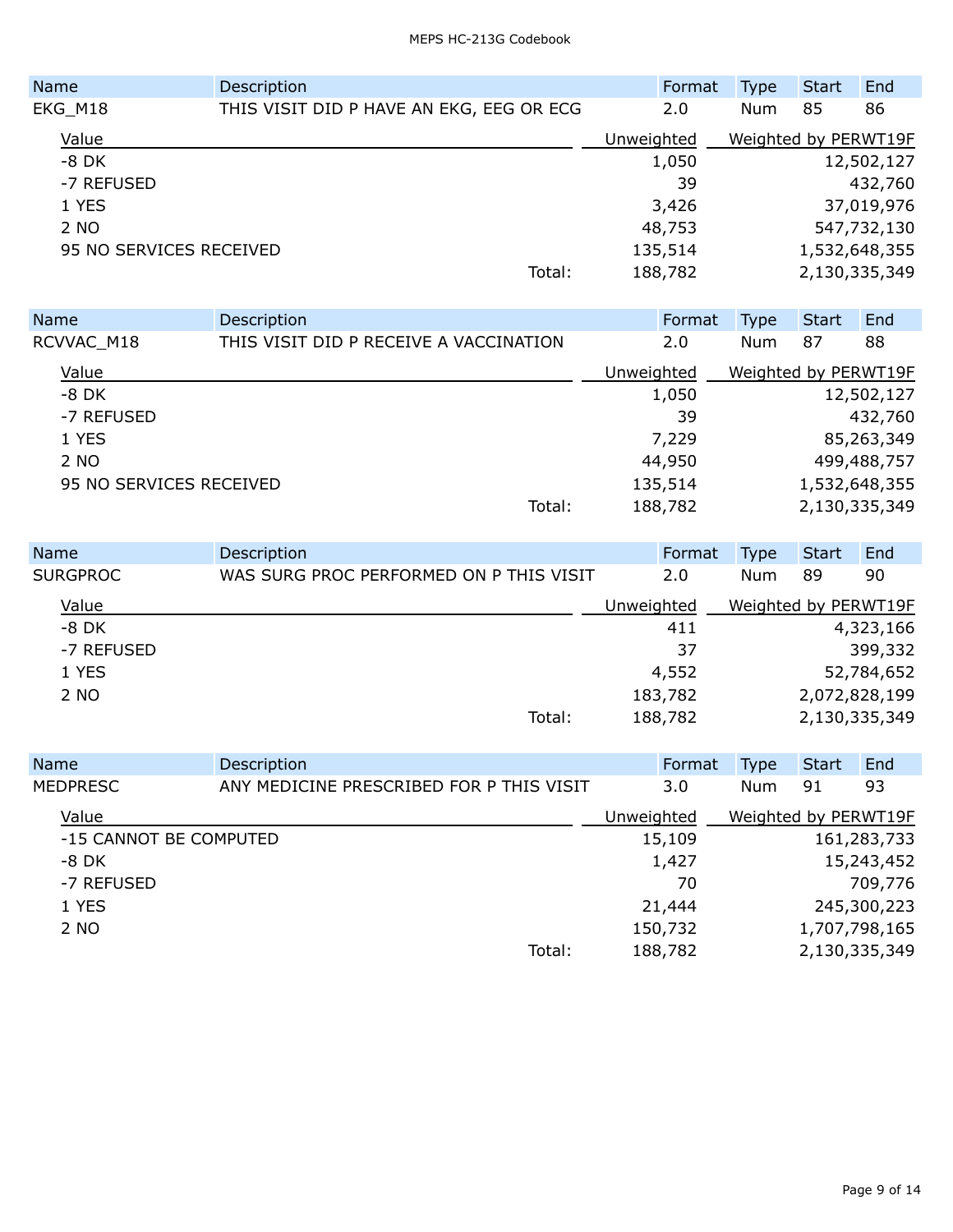| Name | Description | Format | Type | Start | End |
|---|---|---|---|---|---|
| EKG_M18 | THIS VISIT DID P HAVE AN EKG, EEG OR ECG | 2.0 | Num | 85 | 86 |

| Value | Unweighted | Weighted by PERWT19F |
|---|---|---|
| -8 DK | 1,050 | 12,502,127 |
| -7 REFUSED | 39 | 432,760 |
| 1 YES | 3,426 | 37,019,976 |
| 2 NO | 48,753 | 547,732,130 |
| 95 NO SERVICES RECEIVED | 135,514 | 1,532,648,355 |
| Total: | 188,782 | 2,130,335,349 |

| Name | Description | Format | Type | Start | End |
|---|---|---|---|---|---|
| RCVVAC_M18 | THIS VISIT DID P RECEIVE A VACCINATION | 2.0 | Num | 87 | 88 |

| Value | Unweighted | Weighted by PERWT19F |
|---|---|---|
| -8 DK | 1,050 | 12,502,127 |
| -7 REFUSED | 39 | 432,760 |
| 1 YES | 7,229 | 85,263,349 |
| 2 NO | 44,950 | 499,488,757 |
| 95 NO SERVICES RECEIVED | 135,514 | 1,532,648,355 |
| Total: | 188,782 | 2,130,335,349 |

| Name | Description | Format | Type | Start | End |
|---|---|---|---|---|---|
| SURGPROC | WAS SURG PROC PERFORMED ON P THIS VISIT | 2.0 | Num | 89 | 90 |

| Value | Unweighted | Weighted by PERWT19F |
|---|---|---|
| -8 DK | 411 | 4,323,166 |
| -7 REFUSED | 37 | 399,332 |
| 1 YES | 4,552 | 52,784,652 |
| 2 NO | 183,782 | 2,072,828,199 |
| Total: | 188,782 | 2,130,335,349 |

| Name | Description | Format | Type | Start | End |
|---|---|---|---|---|---|
| MEDPRESC | ANY MEDICINE PRESCRIBED FOR P THIS VISIT | 3.0 | Num | 91 | 93 |

| Value | Unweighted | Weighted by PERWT19F |
|---|---|---|
| -15 CANNOT BE COMPUTED | 15,109 | 161,283,733 |
| -8 DK | 1,427 | 15,243,452 |
| -7 REFUSED | 70 | 709,776 |
| 1 YES | 21,444 | 245,300,223 |
| 2 NO | 150,732 | 1,707,798,165 |
| Total: | 188,782 | 2,130,335,349 |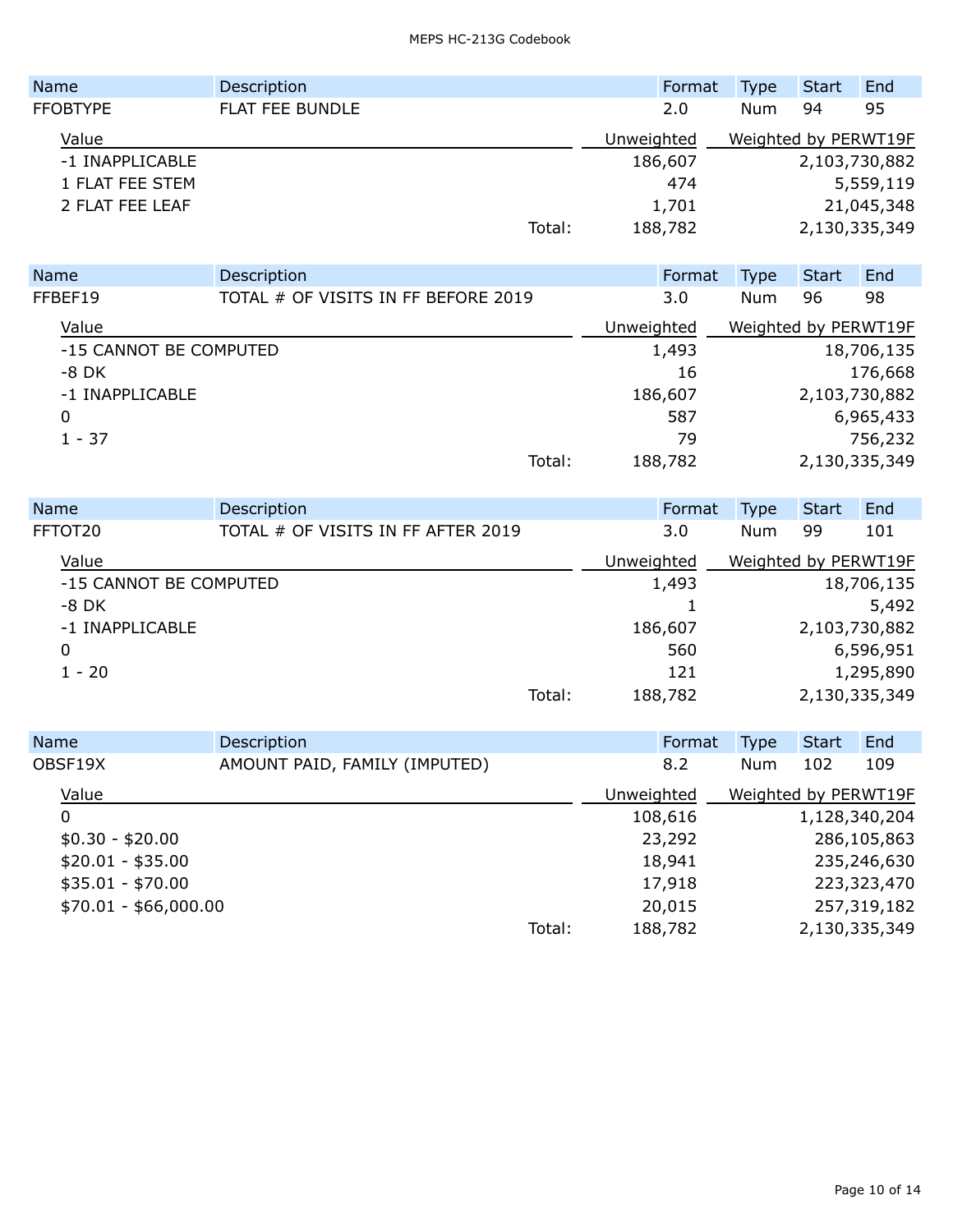| Name | Description | Format | Type | Start | End |
|---|---|---|---|---|---|
| FFOBTYPE | FLAT FEE BUNDLE | 2.0 | Num | 94 | 95 |

| Value | Unweighted | Weighted by PERWT19F |
|---|---|---|
| -1 INAPPLICABLE | 186,607 | 2,103,730,882 |
| 1 FLAT FEE STEM | 474 | 5,559,119 |
| 2 FLAT FEE LEAF | 1,701 | 21,045,348 |
| Total: | 188,782 | 2,130,335,349 |

| Name | Description | Format | Type | Start | End |
|---|---|---|---|---|---|
| FFBEF19 | TOTAL # OF VISITS IN FF BEFORE 2019 | 3.0 | Num | 96 | 98 |

| Value | Unweighted | Weighted by PERWT19F |
|---|---|---|
| -15 CANNOT BE COMPUTED | 1,493 | 18,706,135 |
| -8 DK | 16 | 176,668 |
| -1 INAPPLICABLE | 186,607 | 2,103,730,882 |
| 0 | 587 | 6,965,433 |
| 1 - 37 | 79 | 756,232 |
| Total: | 188,782 | 2,130,335,349 |

| Name | Description | Format | Type | Start | End |
|---|---|---|---|---|---|
| FFTOT20 | TOTAL # OF VISITS IN FF AFTER 2019 | 3.0 | Num | 99 | 101 |

| Value | Unweighted | Weighted by PERWT19F |
|---|---|---|
| -15 CANNOT BE COMPUTED | 1,493 | 18,706,135 |
| -8 DK | 1 | 5,492 |
| -1 INAPPLICABLE | 186,607 | 2,103,730,882 |
| 0 | 560 | 6,596,951 |
| 1 - 20 | 121 | 1,295,890 |
| Total: | 188,782 | 2,130,335,349 |

| Name | Description | Format | Type | Start | End |
|---|---|---|---|---|---|
| OBSF19X | AMOUNT PAID, FAMILY (IMPUTED) | 8.2 | Num | 102 | 109 |

| Value | Unweighted | Weighted by PERWT19F |
|---|---|---|
| 0 | 108,616 | 1,128,340,204 |
| $0.30 - $20.00 | 23,292 | 286,105,863 |
| $20.01 - $35.00 | 18,941 | 235,246,630 |
| $35.01 - $70.00 | 17,918 | 223,323,470 |
| $70.01 - $66,000.00 | 20,015 | 257,319,182 |
| Total: | 188,782 | 2,130,335,349 |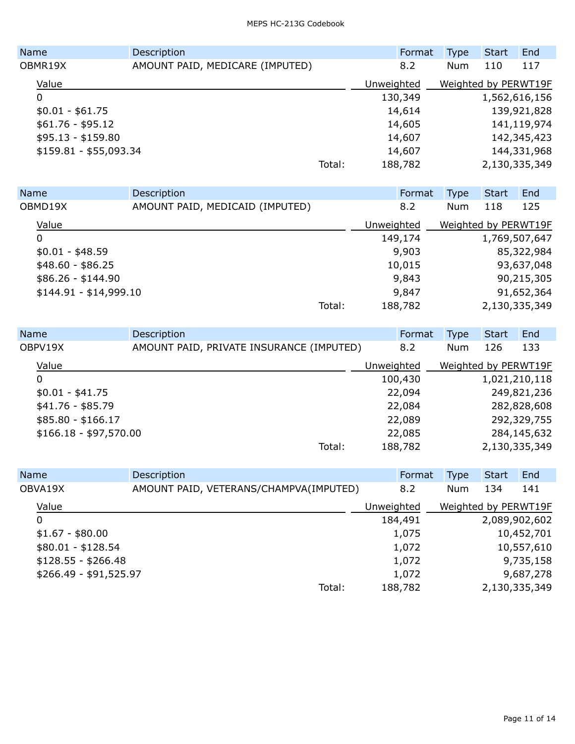| Name | Description | Format | Type | Start | End |
|---|---|---|---|---|---|
| OBMR19X | AMOUNT PAID, MEDICARE (IMPUTED) | 8.2 | Num | 110 | 117 |

| Value | Unweighted | Weighted by PERWT19F |
|---|---|---|
| 0 | 130,349 | 1,562,616,156 |
| \$0.01 - \$61.75 | 14,614 | 139,921,828 |
| \$61.76 - \$95.12 | 14,605 | 141,119,974 |
| \$95.13 - \$159.80 | 14,607 | 142,345,423 |
| \$159.81 - \$55,093.34 | 14,607 | 144,331,968 |
| Total: | 188,782 | 2,130,335,349 |

| Name | Description | Format | Type | Start | End |
|---|---|---|---|---|---|
| OBMD19X | AMOUNT PAID, MEDICAID (IMPUTED) | 8.2 | Num | 118 | 125 |

| Value | Unweighted | Weighted by PERWT19F |
|---|---|---|
| 0 | 149,174 | 1,769,507,647 |
| \$0.01 - \$48.59 | 9,903 | 85,322,984 |
| \$48.60 - \$86.25 | 10,015 | 93,637,048 |
| \$86.26 - \$144.90 | 9,843 | 90,215,305 |
| \$144.91 - \$14,999.10 | 9,847 | 91,652,364 |
| Total: | 188,782 | 2,130,335,349 |

| Name | Description | Format | Type | Start | End |
|---|---|---|---|---|---|
| OBPV19X | AMOUNT PAID, PRIVATE INSURANCE (IMPUTED) | 8.2 | Num | 126 | 133 |

| Value | Unweighted | Weighted by PERWT19F |
|---|---|---|
| 0 | 100,430 | 1,021,210,118 |
| \$0.01 - \$41.75 | 22,094 | 249,821,236 |
| \$41.76 - \$85.79 | 22,084 | 282,828,608 |
| \$85.80 - \$166.17 | 22,089 | 292,329,755 |
| \$166.18 - \$97,570.00 | 22,085 | 284,145,632 |
| Total: | 188,782 | 2,130,335,349 |

| Name | Description | Format | Type | Start | End |
|---|---|---|---|---|---|
| OBVA19X | AMOUNT PAID, VETERANS/CHAMPVA(IMPUTED) | 8.2 | Num | 134 | 141 |

| Value | Unweighted | Weighted by PERWT19F |
|---|---|---|
| 0 | 184,491 | 2,089,902,602 |
| \$1.67 - \$80.00 | 1,075 | 10,452,701 |
| \$80.01 - \$128.54 | 1,072 | 10,557,610 |
| \$128.55 - \$266.48 | 1,072 | 9,735,158 |
| \$266.49 - \$91,525.97 | 1,072 | 9,687,278 |
| Total: | 188,782 | 2,130,335,349 |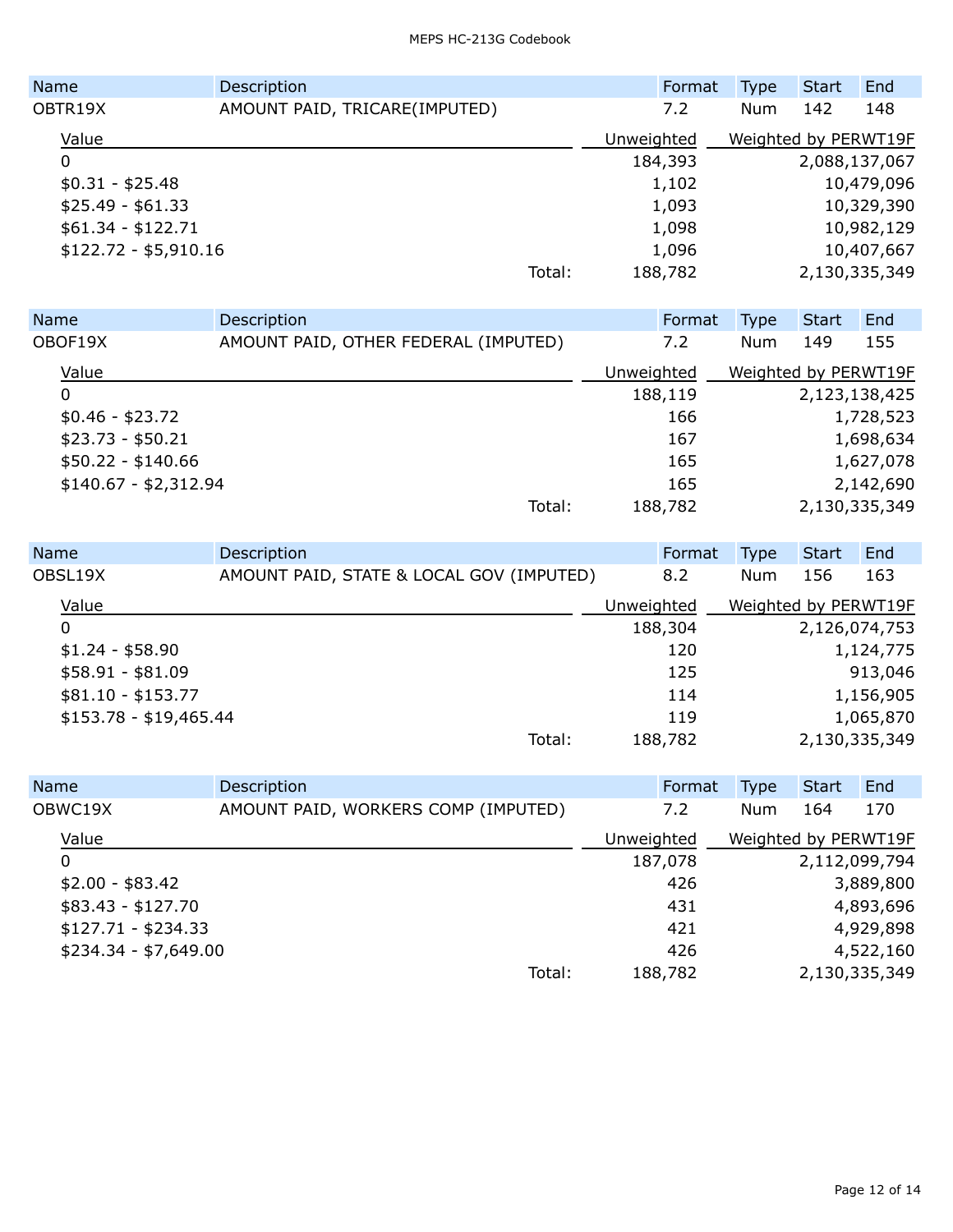| Name | Description | Format | Type | Start | End |
|---|---|---|---|---|---|
| OBTR19X | AMOUNT PAID, TRICARE(IMPUTED) | 7.2 | Num | 142 | 148 |

| Value | Unweighted | Weighted by PERWT19F |
|---|---|---|
| 0 | 184,393 | 2,088,137,067 |
| $0.31 - $25.48 | 1,102 | 10,479,096 |
| $25.49 - $61.33 | 1,093 | 10,329,390 |
| $61.34 - $122.71 | 1,098 | 10,982,129 |
| $122.72 - $5,910.16 | 1,096 | 10,407,667 |
| Total: | 188,782 | 2,130,335,349 |

| Name | Description | Format | Type | Start | End |
|---|---|---|---|---|---|
| OBOF19X | AMOUNT PAID, OTHER FEDERAL (IMPUTED) | 7.2 | Num | 149 | 155 |

| Value | Unweighted | Weighted by PERWT19F |
|---|---|---|
| 0 | 188,119 | 2,123,138,425 |
| $0.46 - $23.72 | 166 | 1,728,523 |
| $23.73 - $50.21 | 167 | 1,698,634 |
| $50.22 - $140.66 | 165 | 1,627,078 |
| $140.67 - $2,312.94 | 165 | 2,142,690 |
| Total: | 188,782 | 2,130,335,349 |

| Name | Description | Format | Type | Start | End |
|---|---|---|---|---|---|
| OBSL19X | AMOUNT PAID, STATE & LOCAL GOV (IMPUTED) | 8.2 | Num | 156 | 163 |

| Value | Unweighted | Weighted by PERWT19F |
|---|---|---|
| 0 | 188,304 | 2,126,074,753 |
| $1.24 - $58.90 | 120 | 1,124,775 |
| $58.91 - $81.09 | 125 | 913,046 |
| $81.10 - $153.77 | 114 | 1,156,905 |
| $153.78 - $19,465.44 | 119 | 1,065,870 |
| Total: | 188,782 | 2,130,335,349 |

| Name | Description | Format | Type | Start | End |
|---|---|---|---|---|---|
| OBWC19X | AMOUNT PAID, WORKERS COMP (IMPUTED) | 7.2 | Num | 164 | 170 |

| Value | Unweighted | Weighted by PERWT19F |
|---|---|---|
| 0 | 187,078 | 2,112,099,794 |
| $2.00 - $83.42 | 426 | 3,889,800 |
| $83.43 - $127.70 | 431 | 4,893,696 |
| $127.71 - $234.33 | 421 | 4,929,898 |
| $234.34 - $7,649.00 | 426 | 4,522,160 |
| Total: | 188,782 | 2,130,335,349 |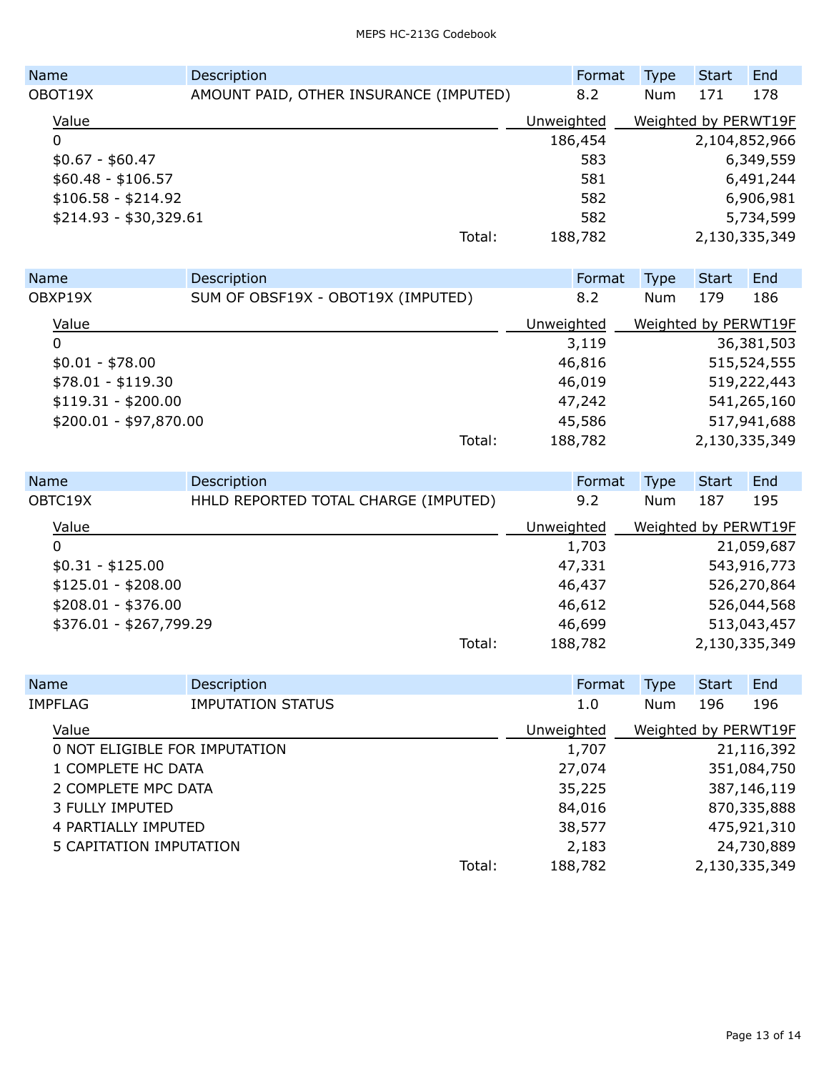| Name | Description | Format | Type | Start | End |
|---|---|---|---|---|---|
| OBOT19X | AMOUNT PAID, OTHER INSURANCE (IMPUTED) | 8.2 | Num | 171 | 178 |

| Value | Unweighted | Weighted by PERWT19F |
|---|---|---|
| 0 | 186,454 | 2,104,852,966 |
| $0.67 - $60.47 | 583 | 6,349,559 |
| $60.48 - $106.57 | 581 | 6,491,244 |
| $106.58 - $214.92 | 582 | 6,906,981 |
| $214.93 - $30,329.61 | 582 | 5,734,599 |
| Total: | 188,782 | 2,130,335,349 |

| Name | Description | Format | Type | Start | End |
|---|---|---|---|---|---|
| OBXP19X | SUM OF OBSF19X - OBOT19X (IMPUTED) | 8.2 | Num | 179 | 186 |

| Value | Unweighted | Weighted by PERWT19F |
|---|---|---|
| 0 | 3,119 | 36,381,503 |
| $0.01 - $78.00 | 46,816 | 515,524,555 |
| $78.01 - $119.30 | 46,019 | 519,222,443 |
| $119.31 - $200.00 | 47,242 | 541,265,160 |
| $200.01 - $97,870.00 | 45,586 | 517,941,688 |
| Total: | 188,782 | 2,130,335,349 |

| Name | Description | Format | Type | Start | End |
|---|---|---|---|---|---|
| OBTC19X | HHLD REPORTED TOTAL CHARGE (IMPUTED) | 9.2 | Num | 187 | 195 |

| Value | Unweighted | Weighted by PERWT19F |
|---|---|---|
| 0 | 1,703 | 21,059,687 |
| $0.31 - $125.00 | 47,331 | 543,916,773 |
| $125.01 - $208.00 | 46,437 | 526,270,864 |
| $208.01 - $376.00 | 46,612 | 526,044,568 |
| $376.01 - $267,799.29 | 46,699 | 513,043,457 |
| Total: | 188,782 | 2,130,335,349 |

| Name | Description | Format | Type | Start | End |
|---|---|---|---|---|---|
| IMPFLAG | IMPUTATION STATUS | 1.0 | Num | 196 | 196 |

| Value | Unweighted | Weighted by PERWT19F |
|---|---|---|
| 0 NOT ELIGIBLE FOR IMPUTATION | 1,707 | 21,116,392 |
| 1 COMPLETE HC DATA | 27,074 | 351,084,750 |
| 2 COMPLETE MPC DATA | 35,225 | 387,146,119 |
| 3 FULLY IMPUTED | 84,016 | 870,335,888 |
| 4 PARTIALLY IMPUTED | 38,577 | 475,921,310 |
| 5 CAPITATION IMPUTATION | 2,183 | 24,730,889 |
| Total: | 188,782 | 2,130,335,349 |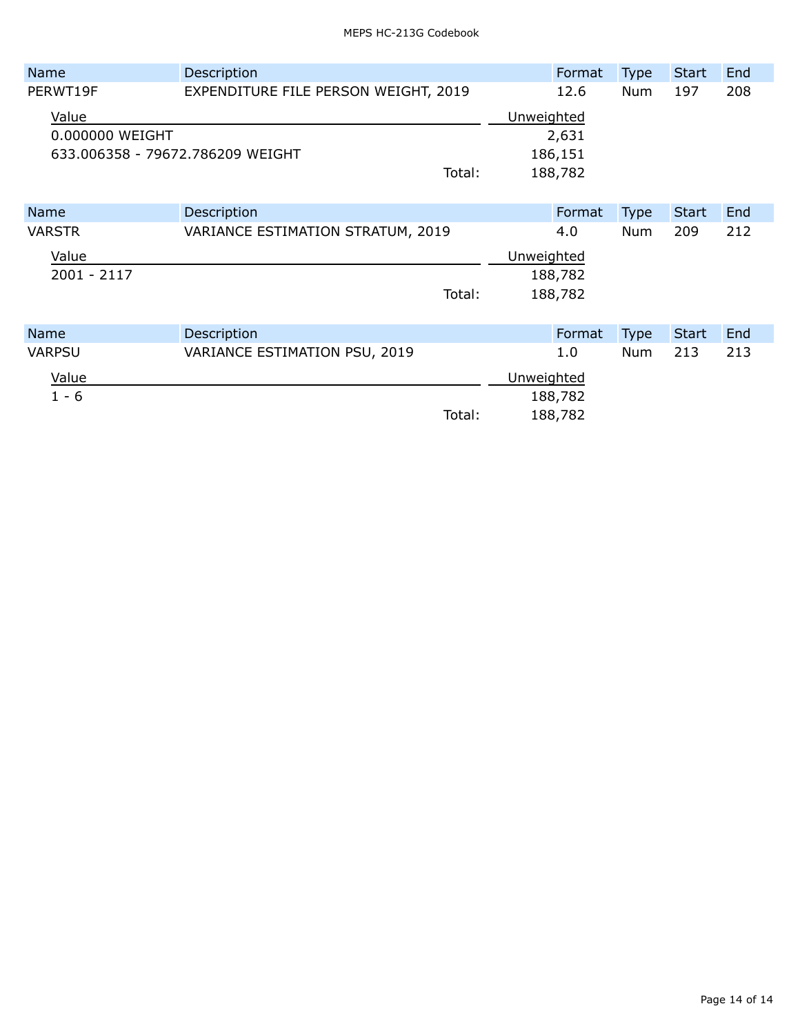| Name | Description | Format | Type | Start | End |
|---|---|---|---|---|---|
| PERWT19F | EXPENDITURE FILE PERSON WEIGHT, 2019 | 12.6 | Num | 197 | 208 |

| Value | Unweighted |
|---|---|
| 0.000000 WEIGHT | 2,631 |
| 633.006358 - 79672.786209 WEIGHT | 186,151 |
| Total: | 188,782 |

| Name | Description | Format | Type | Start | End |
|---|---|---|---|---|---|
| VARSTR | VARIANCE ESTIMATION STRATUM, 2019 | 4.0 | Num | 209 | 212 |

| Value | Unweighted |
|---|---|
| 2001 - 2117 | 188,782 |
| Total: | 188,782 |

| Name | Description | Format | Type | Start | End |
|---|---|---|---|---|---|
| VARPSU | VARIANCE ESTIMATION PSU, 2019 | 1.0 | Num | 213 | 213 |

| Value | Unweighted |
|---|---|
| 1 - 6 | 188,782 |
| Total: | 188,782 |